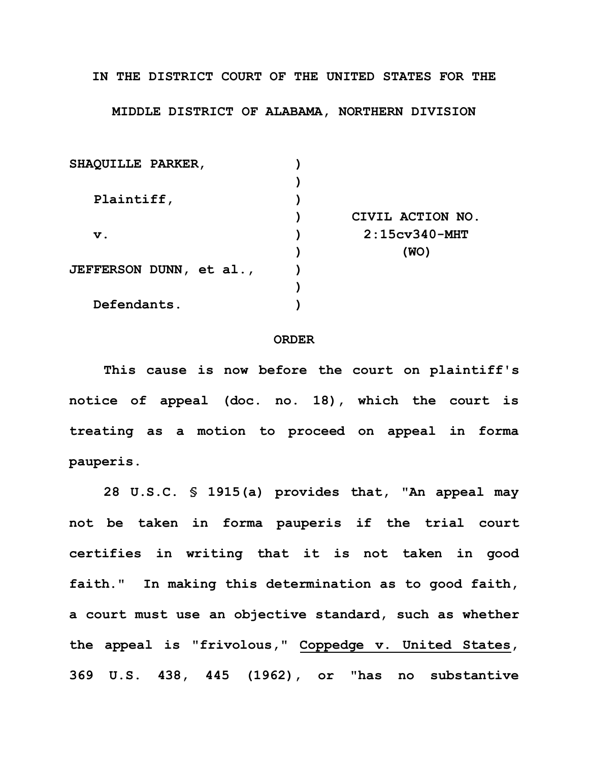**IN THE DISTRICT COURT OF THE UNITED STATES FOR THE**

**MIDDLE DISTRICT OF ALABAMA, NORTHERN DIVISION**

| | | |
|---|---|---|
| **SHAQUILLE PARKER,** | ) | |
| | ) | |
| **Plaintiff,** | ) | |
| | ) | **CIVIL ACTION NO.** |
| **v.** | ) | **2:15cv340-MHT** |
| | ) | **(WO)** |
| **JEFFERSON DUNN, et al.,** | ) | |
| | ) | |
| **Defendants.** | ) | |

**ORDER**

**This cause is now before the court on plaintiff's notice of appeal (doc. no. 18), which the court is treating as a motion to proceed on appeal in forma pauperis.**

**28 U.S.C. § 1915(a) provides that, "An appeal may not be taken in forma pauperis if the trial court certifies in writing that it is not taken in good faith." In making this determination as to good faith, a court must use an objective standard, such as whether the appeal is "frivolous," Coppedge v. United States, 369 U.S. 438, 445 (1962), or "has no substantive**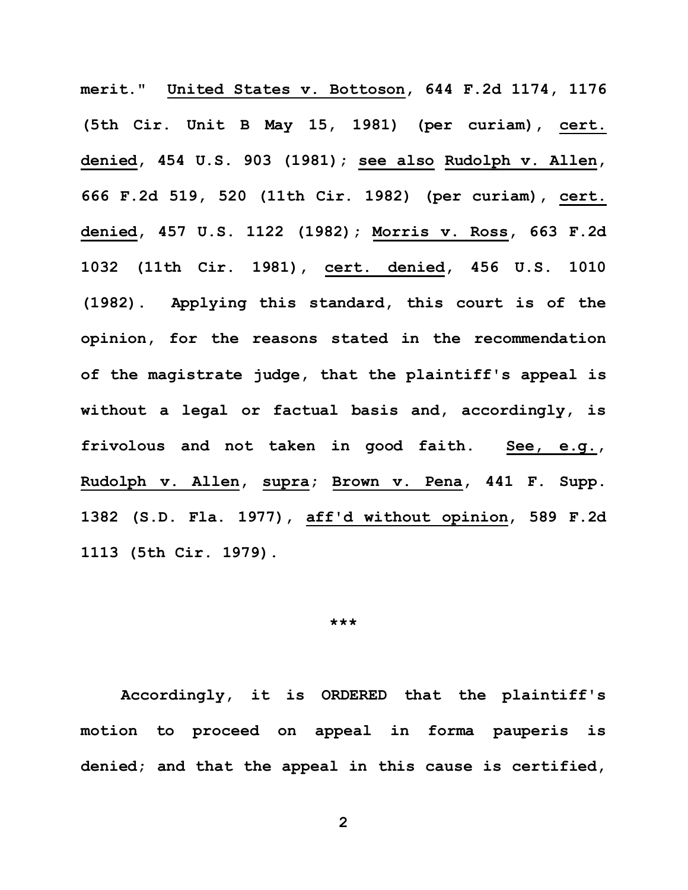merit." United States v. Bottoson, 644 F.2d 1174, 1176 (5th Cir. Unit B May 15, 1981) (per curiam), cert. denied, 454 U.S. 903 (1981); see also Rudolph v. Allen, 666 F.2d 519, 520 (11th Cir. 1982) (per curiam), cert. denied, 457 U.S. 1122 (1982); Morris v. Ross, 663 F.2d 1032 (11th Cir. 1981), cert. denied, 456 U.S. 1010 (1982). Applying this standard, this court is of the opinion, for the reasons stated in the recommendation of the magistrate judge, that the plaintiff's appeal is without a legal or factual basis and, accordingly, is frivolous and not taken in good faith. See, e.g., Rudolph v. Allen, supra; Brown v. Pena, 441 F. Supp. 1382 (S.D. Fla. 1977), aff'd without opinion, 589 F.2d 1113 (5th Cir. 1979).

***

Accordingly, it is ORDERED that the plaintiff's motion to proceed on appeal in forma pauperis is denied; and that the appeal in this cause is certified,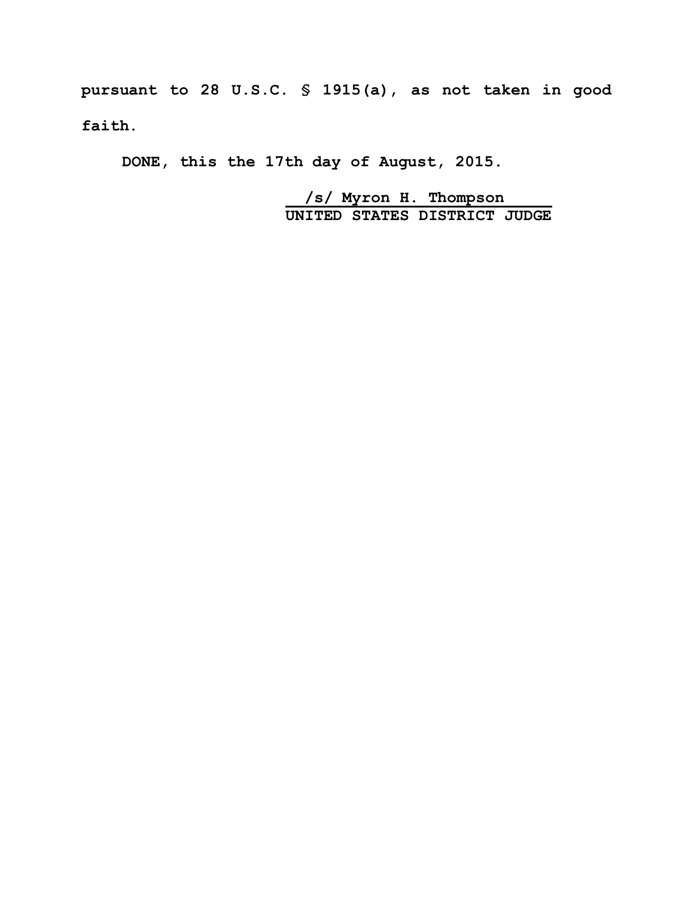**pursuant to 28 U.S.C. § 1915(a), as not taken in good faith.**

**DONE, this the 17th day of August, 2015.**

**/s/ Myron H. Thompson**
**UNITED STATES DISTRICT JUDGE**